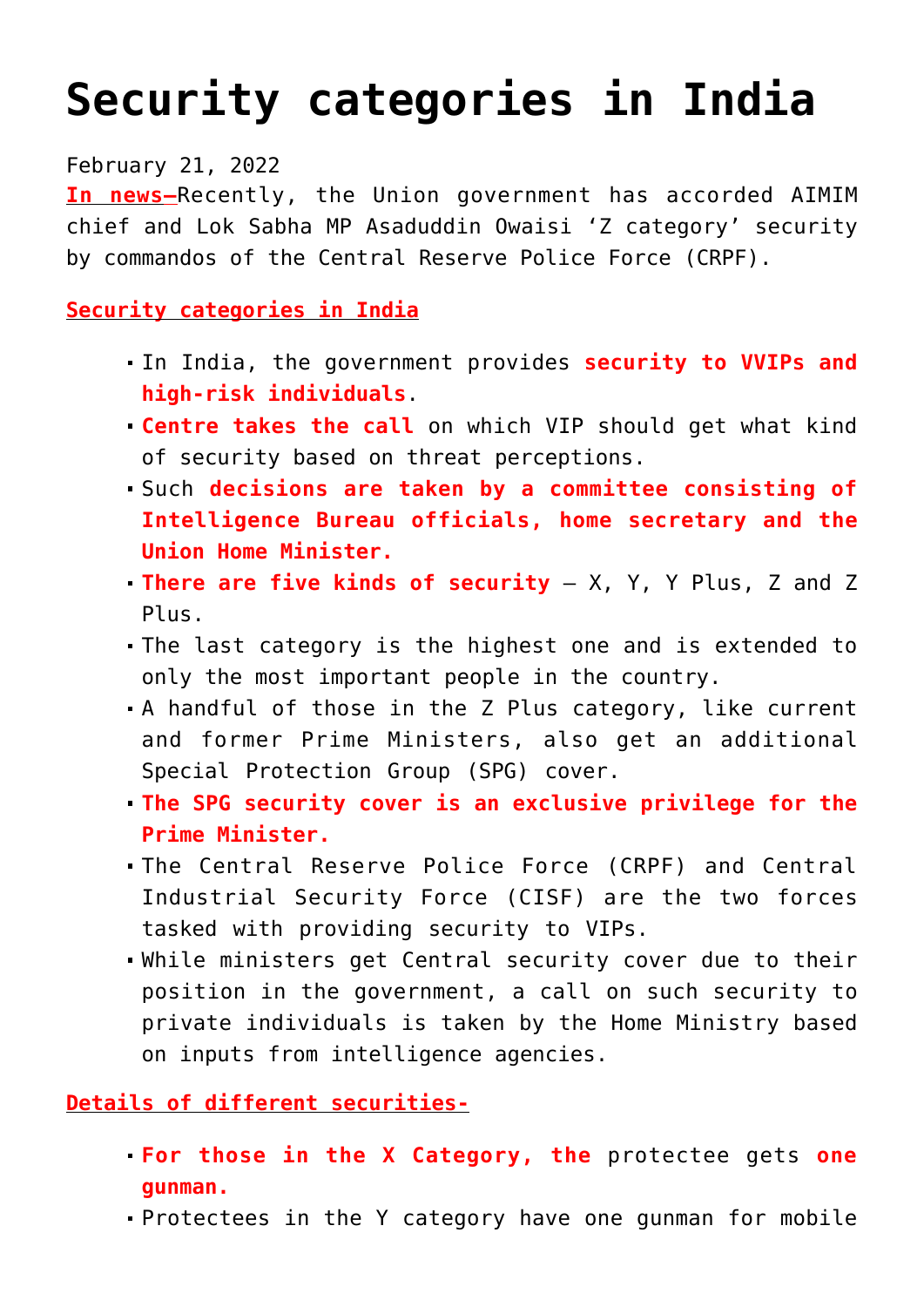# Security categories in India

February 21, 2022

**In news–**Recently, the Union government has accorded AIMIM chief and Lok Sabha MP Asaduddin Owaisi 'Z category' security by commandos of the Central Reserve Police Force (CRPF).

**Security categories in India**

- In India, the government provides **security to VVIPs and high-risk individuals**.
- **Centre takes the call** on which VIP should get what kind of security based on threat perceptions.
- Such **decisions are taken by a committee consisting of Intelligence Bureau officials, home secretary and the Union Home Minister.**
- **There are five kinds of security** – X, Y, Y Plus, Z and Z Plus.
- The last category is the highest one and is extended to only the most important people in the country.
- A handful of those in the Z Plus category, like current and former Prime Ministers, also get an additional Special Protection Group (SPG) cover.
- **The SPG security cover is an exclusive privilege for the Prime Minister.**
- The Central Reserve Police Force (CRPF) and Central Industrial Security Force (CISF) are the two forces tasked with providing security to VIPs.
- While ministers get Central security cover due to their position in the government, a call on such security to private individuals is taken by the Home Ministry based on inputs from intelligence agencies.

**Details of different securities-**

- **For those in the X Category, the** protectee gets **one gunman.**
- Protectees in the Y category have one gunman for mobile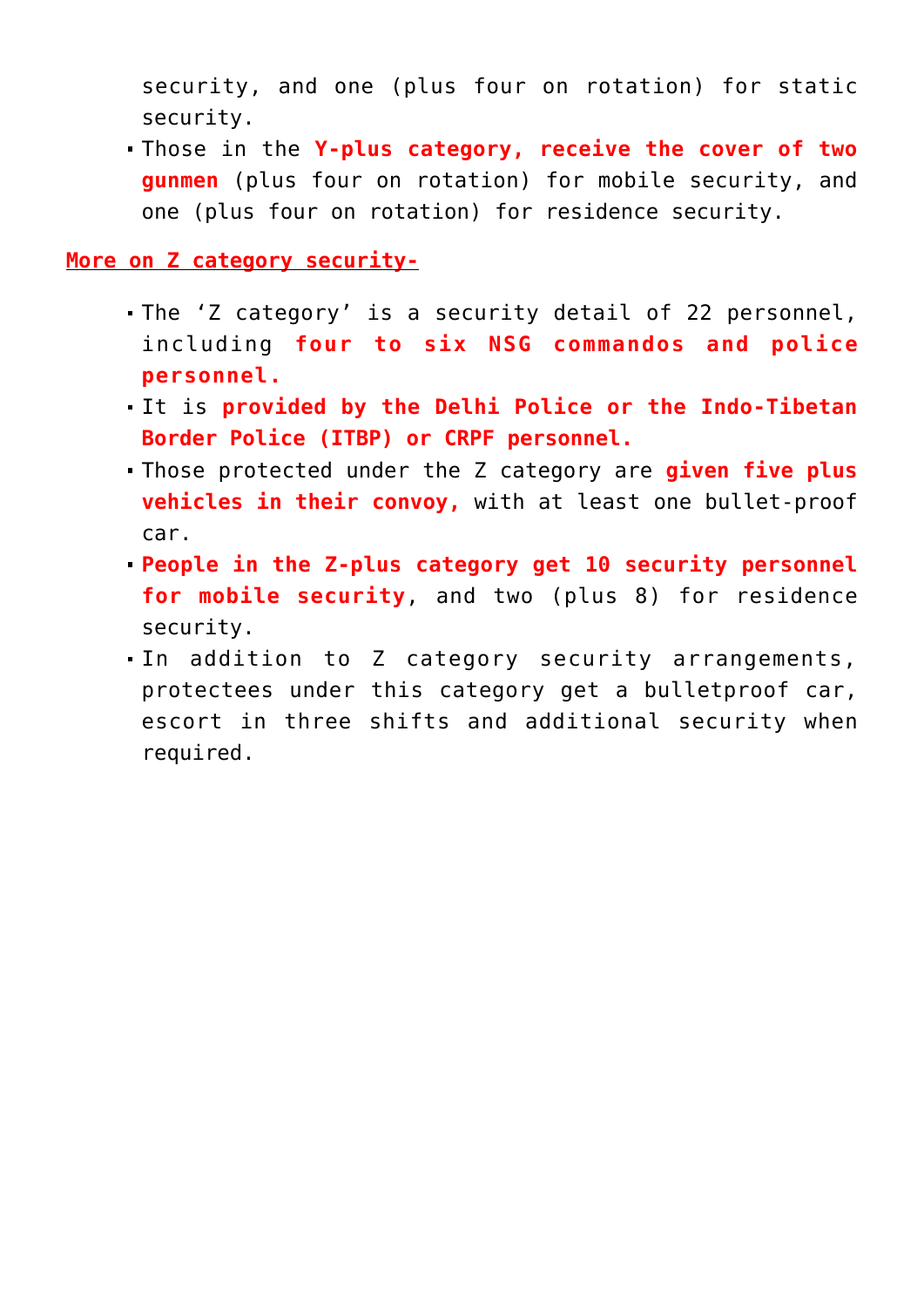security, and one (plus four on rotation) for static security.

- Those in the **Y-plus category, receive the cover of two gunmen** (plus four on rotation) for mobile security, and one (plus four on rotation) for residence security.

**More on Z category security-**

- The ‘Z category’ is a security detail of 22 personnel, including **four to six NSG commandos and police personnel.**
- It is **provided by the Delhi Police or the Indo-Tibetan Border Police (ITBP) or CRPF personnel.**
- Those protected under the Z category are **given five plus vehicles in their convoy,** with at least one bullet-proof car.
- **People in the Z-plus category get 10 security personnel for mobile security**, and two (plus 8) for residence security.
- In addition to Z category security arrangements, protectees under this category get a bulletproof car, escort in three shifts and additional security when required.